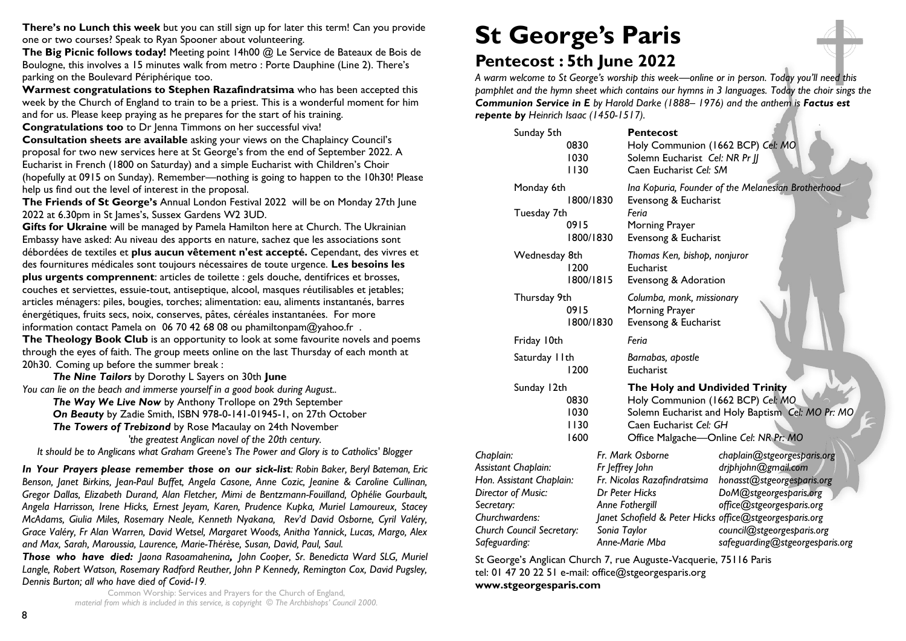**There's no Lunch this week** but you can still sign up for later this term! Can you provide one or two courses? Speak to Ryan Spooner about volunteering.

**The Big Picnic follows today!** Meeting point 14h00 @ Le Service de Bateaux de Bois de Boulogne, this involves a 15 minutes walk from metro : Porte Dauphine (Line 2). There's parking on the Boulevard Périphérique too.

**Warmest congratulations to Stephen Razafindratsima** who has been accepted this week by the Church of England to train to be a priest. This is a wonderful moment for him and for us. Please keep praying as he prepares for the start of his training.

**Congratulations too** to Dr Jenna Timmons on her successful viva!

**Consultation sheets are available** asking your views on the Chaplaincy Council's proposal for two new services here at St George's from the end of September 2022. A Eucharist in French (1800 on Saturday) and a simple Eucharist with Children's Choir (hopefully at 0915 on Sunday). Remember—nothing is going to happen to the 10h30! Please help us find out the level of interest in the proposal.

**The Friends of St George's** Annual London Festival 2022 will be on Monday 27th June 2022 at 6.30pm in St James's, Sussex Gardens W2 3UD.

**Gifts for Ukraine** will be managed by Pamela Hamilton here at Church. The Ukrainian Embassy have asked: Au niveau des apports en nature, sachez que les associations sont débordées de textiles et **plus aucun vêtement n'est accepté.** Cependant, des vivres et des fournitures médicales sont toujours nécessaires de toute urgence. **Les besoins les plus urgents comprennent**: articles de toilette : gels douche, dentifrices et brosses, couches et serviettes, essuie-tout, antiseptique, alcool, masques réutilisables et jetables; articles ménagers: piles, bougies, torches; alimentation: eau, aliments instantanés, barres énergétiques, fruits secs, noix, conserves, pâtes, céréales instantanées. For more information contact Pamela on 06 70 42 68 08 ou phamiltonpam@yahoo.fr .

**The Theology Book Club** is an opportunity to look at some favourite novels and poems through the eyes of faith. The group meets online on the last Thursday of each month at 20h30. Coming up before the summer break :

***The Nine Tailors*** by Dorothy L Sayers on 30th **June**

*You can lie on the beach and immerse yourself in a good book during August..*

***The Way We Live Now*** by Anthony Trollope on 29th September

***On Beauty*** by Zadie Smith, ISBN 978-0-141-01945-1, on 27th October

***The Towers of Trebizond*** by Rose Macaulay on 24th November

*'the greatest Anglican novel of the 20th century.*

*It should be to Anglicans what Graham Greene's The Power and Glory is to Catholics' Blogger*

***In Your Prayers please remember those on our sick-list**: Robin Baker, Beryl Bateman, Eric Benson, Janet Birkins, Jean-Paul Buffet, Angela Casone, Anne Cozic, Jeanine & Caroline Cullinan, Gregor Dallas, Elizabeth Durand, Alan Fletcher, Mimi de Bentzmann-Fouilland, Ophélie Gourbault, Angela Harrisson, Irene Hicks, Ernest Jeyam, Karen, Prudence Kupka, Muriel Lamoureux, Stacey McAdams, Giulia Miles, Rosemary Neale, Kenneth Nyakana, Rev'd David Osborne, Cyril Valéry, Grace Valéry, Fr Alan Warren, David Wetsel, Margaret Woods, Anitha Yannick, Lucas, Margo, Alex and Max, Sarah, Maroussia, Laurence, Marie-Thérèse, Susan, David, Paul, Saul.*

***Those who have died**: Jaona Rasoamahenina**,** John Cooper, Sr. Benedicta Ward SLG, Muriel Langle, Robert Watson, Rosemary Radford Reuther, John P Kennedy, Remington Cox, David Pugsley, Dennis Burton; all who have died of Covid-19.*

Common Worship: Services and Prayers for the Church of England,
*material from which is included in this service, is copyright © The Archbishops' Council 2000.*

# St George's Paris

## Pentecost : 5th June 2022

*A warm welcome to St George's worship this week—online or in person. Today you'll need this pamphlet and the hymn sheet which contains our hymns in 3 languages. Today the choir sings the **Communion Service in E** by Harold Darke (1888– 1976) and the anthem is **Factus est repente** by Heinrich Isaac (1450-1517).*

| Day | Time | Service |
|---|---|---|
| Sunday 5th | | **Pentecost** |
| | 0830 | Holy Communion (1662 BCP) *Cel: MO* |
| | 1030 | Solemn Eucharist *Cel: NR Pr JJ* |
| | 1130 | Caen Eucharist *Cel: SM* |
| Monday 6th | | *Ina Kopuria, Founder of the Melanesian Brotherhood* |
| | 1800/1830 | Evensong & Eucharist |
| Tuesday 7th | | *Feria* |
| | 0915 | Morning Prayer |
| | 1800/1830 | Evensong & Eucharist |
| Wednesday 8th | | *Thomas Ken, bishop, nonjuror* |
| | 1200 | Eucharist |
| | 1800/1815 | Evensong & Adoration |
| Thursday 9th | | *Columba, monk, missionary* |
| | 0915 | Morning Prayer |
| | 1800/1830 | Evensong & Eucharist |
| Friday 10th | | *Feria* |
| Saturday 11th | | *Barnabas, apostle* |
| | 1200 | Eucharist |
| Sunday 12th | | **The Holy and Undivided Trinity** |
| | 0830 | Holy Communion (1662 BCP) *Cel: MO* |
| | 1030 | Solemn Eucharist and Holy Baptism *Cel: MO Pr: MO* |
| | 1130 | Caen Eucharist *Cel: GH* |
| | 1600 | Office Malgache—Online *Cel: NR Pr: MO* |

| Role | Name | Email |
|---|---|---|
| *Chaplain:* | *Fr. Mark Osborne* | *chaplain@stgeorgesparis.org* |
| *Assistant Chaplain:* | *Fr Jeffrey John* | *drjphjohn@gmail.com* |
| *Hon. Assistant Chaplain:* | *Fr. Nicolas Razafindratsima* | *honasst@stgeorgesparis.org* |
| *Director of Music:* | *Dr Peter Hicks* | *DoM@stgeorgesparis.org* |
| *Secretary:* | *Anne Fothergill* | *office@stgeorgesparis.org* |
| *Churchwardens:* | *Janet Schofield & Peter Hicks* | *office@stgeorgesparis.org* |
| *Church Council Secretary:* | *Sonia Taylor* | *council@stgeorgesparis.org* |
| *Safeguarding:* | *Anne-Marie Mba* | *safeguarding@stgeorgesparis.org* |

St George's Anglican Church 7, rue Auguste-Vacquerie, 75116 Paris
tel: 01 47 20 22 51 e-mail: office@stgeorgesparis.org
**www.stgeorgesparis.com**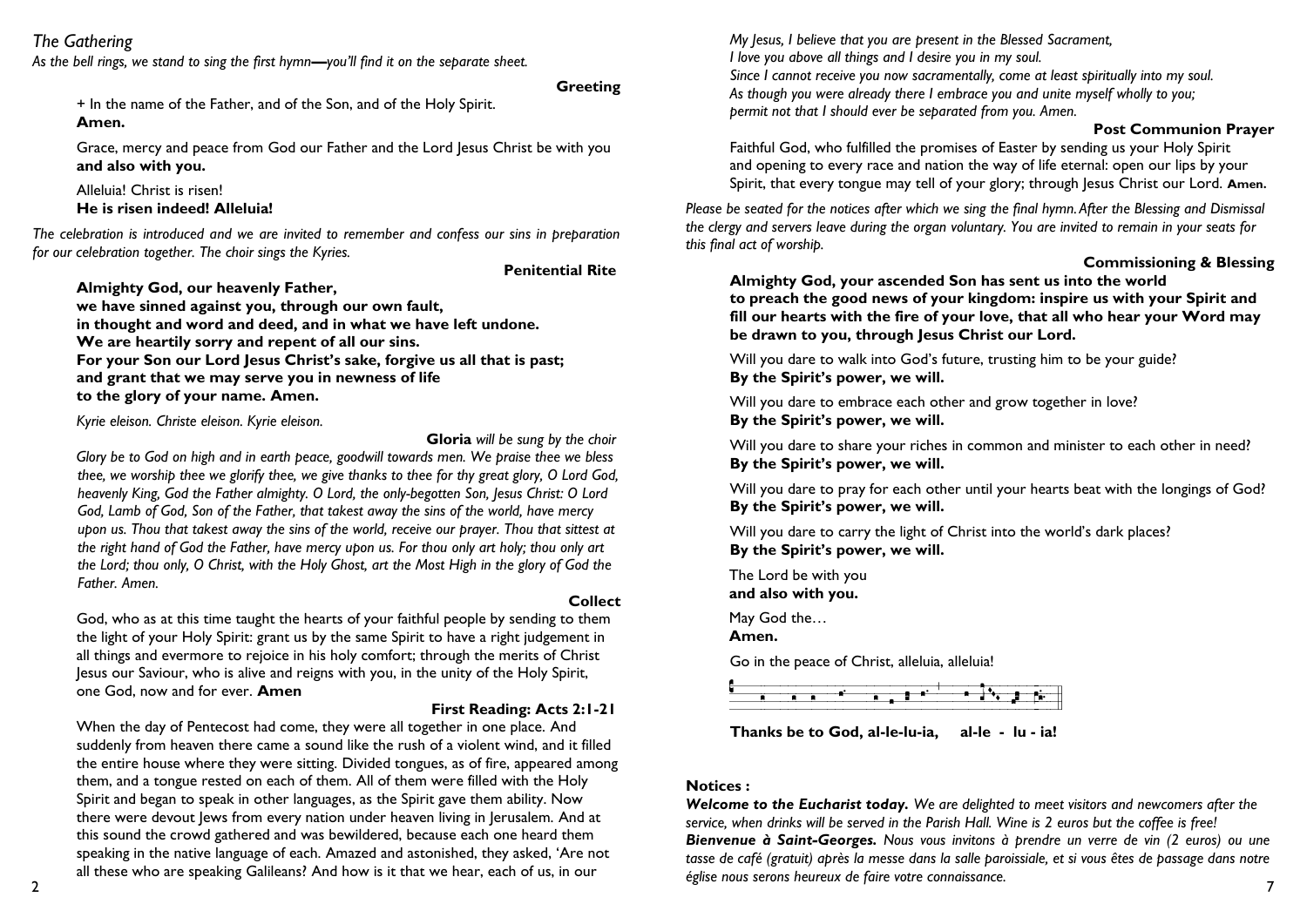## *The Gathering*

*As the bell rings, we stand to sing the first hymn—you'll find it on the separate sheet.*

**Greeting**

+ In the name of the Father, and of the Son, and of the Holy Spirit.
**Amen.**

Grace, mercy and peace from God our Father and the Lord Jesus Christ be with you
**and also with you.**

Alleluia! Christ is risen!
**He is risen indeed! Alleluia!**

*The celebration is introduced and we are invited to remember and confess our sins in preparation for our celebration together. The choir sings the Kyries.*

**Penitential Rite**

**Almighty God, our heavenly Father,**
**we have sinned against you, through our own fault,**
**in thought and word and deed, and in what we have left undone.**
**We are heartily sorry and repent of all our sins.**
**For your Son our Lord Jesus Christ's sake, forgive us all that is past;**
**and grant that we may serve you in newness of life**
**to the glory of your name. Amen.**

*Kyrie eleison. Christe eleison. Kyrie eleison.*

**Gloria** *will be sung by the choir*

*Glory be to God on high and in earth peace, goodwill towards men. We praise thee we bless thee, we worship thee we glorify thee, we give thanks to thee for thy great glory, O Lord God, heavenly King, God the Father almighty. O Lord, the only-begotten Son, Jesus Christ: O Lord God, Lamb of God, Son of the Father, that takest away the sins of the world, have mercy upon us. Thou that takest away the sins of the world, receive our prayer. Thou that sittest at the right hand of God the Father, have mercy upon us. For thou only art holy; thou only art the Lord; thou only, O Christ, with the Holy Ghost, art the Most High in the glory of God the Father. Amen.*

**Collect**

God, who as at this time taught the hearts of your faithful people by sending to them the light of your Holy Spirit: grant us by the same Spirit to have a right judgement in all things and evermore to rejoice in his holy comfort; through the merits of Christ Jesus our Saviour, who is alive and reigns with you, in the unity of the Holy Spirit, one God, now and for ever. **Amen**

**First Reading: Acts 2:1-21**

When the day of Pentecost had come, they were all together in one place. And suddenly from heaven there came a sound like the rush of a violent wind, and it filled the entire house where they were sitting. Divided tongues, as of fire, appeared among them, and a tongue rested on each of them. All of them were filled with the Holy Spirit and began to speak in other languages, as the Spirit gave them ability. Now there were devout Jews from every nation under heaven living in Jerusalem. And at this sound the crowd gathered and was bewildered, because each one heard them speaking in the native language of each. Amazed and astonished, they asked, 'Are not all these who are speaking Galileans? And how is it that we hear, each of us, in our

*My Jesus, I believe that you are present in the Blessed Sacrament,*
*I love you above all things and I desire you in my soul.*
*Since I cannot receive you now sacramentally, come at least spiritually into my soul.*
*As though you were already there I embrace you and unite myself wholly to you;*
*permit not that I should ever be separated from you. Amen.*

**Post Communion Prayer**

Faithful God, who fulfilled the promises of Easter by sending us your Holy Spirit and opening to every race and nation the way of life eternal: open our lips by your Spirit, that every tongue may tell of your glory; through Jesus Christ our Lord. **Amen.**

*Please be seated for the notices after which we sing the final hymn. After the Blessing and Dismissal the clergy and servers leave during the organ voluntary. You are invited to remain in your seats for this final act of worship.*

**Commissioning & Blessing**

**Almighty God, your ascended Son has sent us into the world to preach the good news of your kingdom: inspire us with your Spirit and fill our hearts with the fire of your love, that all who hear your Word may be drawn to you, through Jesus Christ our Lord.**

Will you dare to walk into God's future, trusting him to be your guide?
**By the Spirit's power, we will.**

Will you dare to embrace each other and grow together in love?
**By the Spirit's power, we will.**

Will you dare to share your riches in common and minister to each other in need?
**By the Spirit's power, we will.**

Will you dare to pray for each other until your hearts beat with the longings of God?
**By the Spirit's power, we will.**

Will you dare to carry the light of Christ into the world's dark places?
**By the Spirit's power, we will.**

The Lord be with you
**and also with you.**

May God the…
**Amen.**

Go in the peace of Christ, alleluia, alleluia!

**Thanks be to God, al-le-lu-ia, al-le - lu - ia!**

**Notices :**

***Welcome to the Eucharist today.*** *We are delighted to meet visitors and newcomers after the service, when drinks will be served in the Parish Hall. Wine is 2 euros but the coffee is free!*
***Bienvenue à Saint-Georges.*** *Nous vous invitons à prendre un verre de vin (2 euros) ou une tasse de café (gratuit) après la messe dans la salle paroissiale, et si vous êtes de passage dans notre église nous serons heureux de faire votre connaissance.*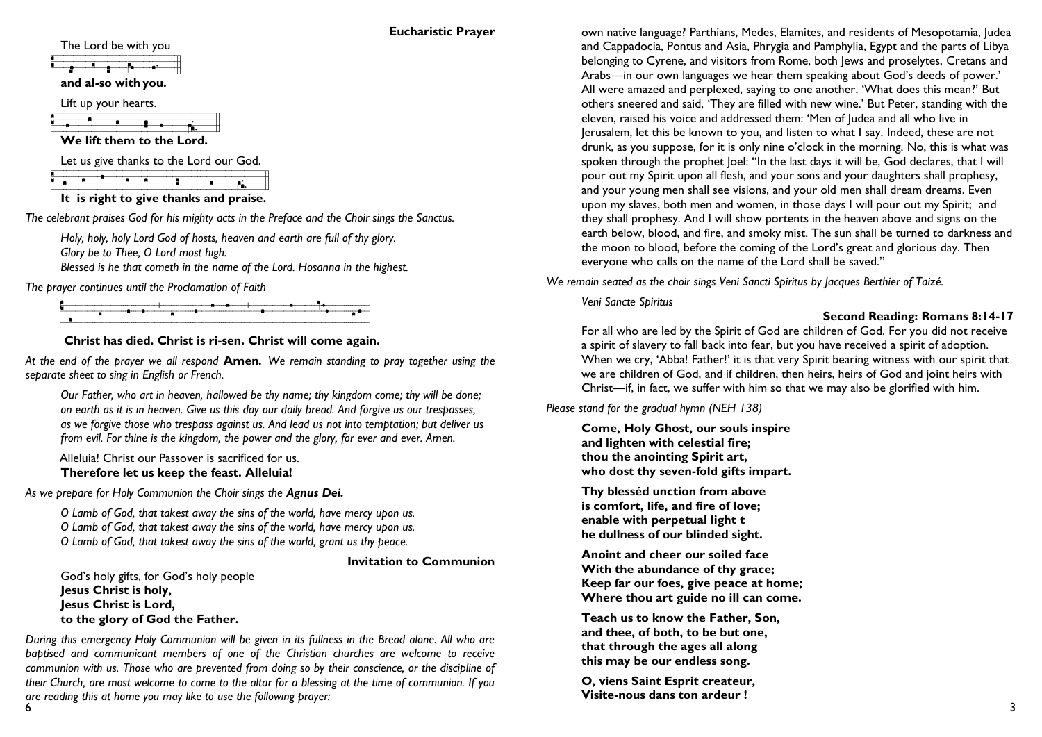## Eucharistic Prayer

The Lord be with you

**and al-so with you.**

Lift up your hearts.

**We lift them to the Lord.**

Let us give thanks to the Lord our God.

**It is right to give thanks and praise.**

*The celebrant praises God for his mighty acts in the Preface and the Choir sings the Sanctus.*

*Holy, holy, holy Lord God of hosts, heaven and earth are full of thy glory.*
*Glory be to Thee, O Lord most high.*
*Blessed is he that cometh in the name of the Lord. Hosanna in the highest.*

*The prayer continues until the Proclamation of Faith*

**Christ has died. Christ is ri-sen. Christ will come again.**

*At the end of the prayer we all respond* **Amen.** *We remain standing to pray together using the separate sheet to sing in English or French.*

*Our Father, who art in heaven, hallowed be thy name; thy kingdom come; thy will be done; on earth as it is in heaven. Give us this day our daily bread. And forgive us our trespasses, as we forgive those who trespass against us. And lead us not into temptation; but deliver us from evil. For thine is the kingdom, the power and the glory, for ever and ever. Amen.*

Alleluia! Christ our Passover is sacrificed for us.
**Therefore let us keep the feast. Alleluia!**

*As we prepare for Holy Communion the Choir sings the* ***Agnus Dei.***

*O Lamb of God, that takest away the sins of the world, have mercy upon us.*
*O Lamb of God, that takest away the sins of the world, have mercy upon us.*
*O Lamb of God, that takest away the sins of the world, grant us thy peace.*

## Invitation to Communion

God's holy gifts, for God's holy people
**Jesus Christ is holy,**
**Jesus Christ is Lord,**
**to the glory of God the Father.**

*During this emergency Holy Communion will be given in its fullness in the Bread alone. All who are baptised and communicant members of one of the Christian churches are welcome to receive communion with us. Those who are prevented from doing so by their conscience, or the discipline of their Church, are most welcome to come to the altar for a blessing at the time of communion. If you are reading this at home you may like to use the following prayer:*

own native language? Parthians, Medes, Elamites, and residents of Mesopotamia, Judea and Cappadocia, Pontus and Asia, Phrygia and Pamphylia, Egypt and the parts of Libya belonging to Cyrene, and visitors from Rome, both Jews and proselytes, Cretans and Arabs—in our own languages we hear them speaking about God's deeds of power.' All were amazed and perplexed, saying to one another, 'What does this mean?' But others sneered and said, 'They are filled with new wine.' But Peter, standing with the eleven, raised his voice and addressed them: 'Men of Judea and all who live in Jerusalem, let this be known to you, and listen to what I say. Indeed, these are not drunk, as you suppose, for it is only nine o'clock in the morning. No, this is what was spoken through the prophet Joel: "In the last days it will be, God declares, that I will pour out my Spirit upon all flesh, and your sons and your daughters shall prophesy, and your young men shall see visions, and your old men shall dream dreams. Even upon my slaves, both men and women, in those days I will pour out my Spirit; and they shall prophesy. And I will show portents in the heaven above and signs on the earth below, blood, and fire, and smoky mist. The sun shall be turned to darkness and the moon to blood, before the coming of the Lord's great and glorious day. Then everyone who calls on the name of the Lord shall be saved."

*We remain seated as the choir sings Veni Sancti Spiritus by Jacques Berthier of Taizé.*

*Veni Sancte Spiritus*

## Second Reading: Romans 8:14-17

For all who are led by the Spirit of God are children of God. For you did not receive a spirit of slavery to fall back into fear, but you have received a spirit of adoption. When we cry, 'Abba! Father!' it is that very Spirit bearing witness with our spirit that we are children of God, and if children, then heirs, heirs of God and joint heirs with Christ—if, in fact, we suffer with him so that we may also be glorified with him.

*Please stand for the gradual hymn (NEH 138)*

**Come, Holy Ghost, our souls inspire**
**and lighten with celestial fire;**
**thou the anointing Spirit art,**
**who dost thy seven-fold gifts impart.**

**Thy blesséd unction from above**
**is comfort, life, and fire of love;**
**enable with perpetual light t**
**he dullness of our blinded sight.**

**Anoint and cheer our soiled face**
**With the abundance of thy grace;**
**Keep far our foes, give peace at home;**
**Where thou art guide no ill can come.**

**Teach us to know the Father, Son,**
**and thee, of both, to be but one,**
**that through the ages all along**
**this may be our endless song.**

**O, viens Saint Esprit createur,**
**Visite-nous dans ton ardeur !**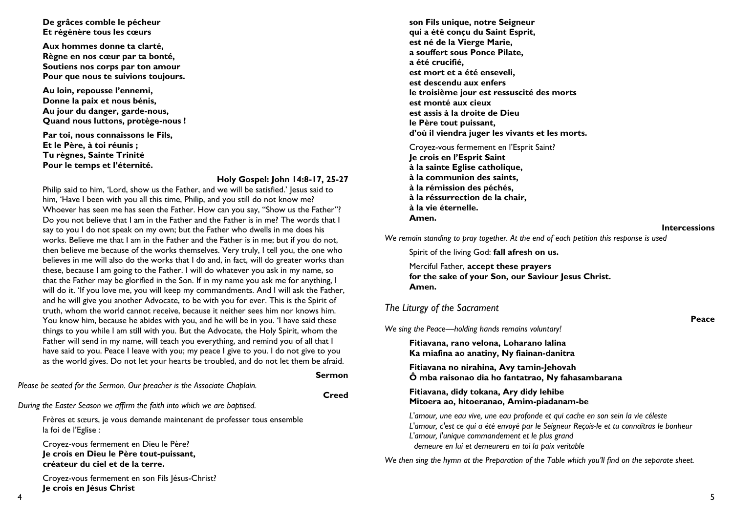**De grâces comble le pécheur**
**Et régénère tous les cœurs**

**Aux hommes donne ta clarté,**
**Règne en nos cœur par ta bonté,**
**Soutiens nos corps par ton amour**
**Pour que nous te suivions toujours.**

**Au loin, repousse l'ennemi,**
**Donne la paix et nous bénis,**
**Au jour du danger, garde-nous,**
**Quand nous luttons, protège-nous !**

**Par toi, nous connaissons le Fils,**
**Et le Père, à toi réunis ;**
**Tu règnes, Sainte Trinité**
**Pour le temps et l'éternité.**

### Holy Gospel: John 14:8-17, 25-27

Philip said to him, 'Lord, show us the Father, and we will be satisfied.' Jesus said to him, 'Have I been with you all this time, Philip, and you still do not know me? Whoever has seen me has seen the Father. How can you say, "Show us the Father"? Do you not believe that I am in the Father and the Father is in me? The words that I say to you I do not speak on my own; but the Father who dwells in me does his works. Believe me that I am in the Father and the Father is in me; but if you do not, then believe me because of the works themselves. Very truly, I tell you, the one who believes in me will also do the works that I do and, in fact, will do greater works than these, because I am going to the Father. I will do whatever you ask in my name, so that the Father may be glorified in the Son. If in my name you ask me for anything, I will do it. 'If you love me, you will keep my commandments. And I will ask the Father, and he will give you another Advocate, to be with you for ever. This is the Spirit of truth, whom the world cannot receive, because it neither sees him nor knows him. You know him, because he abides with you, and he will be in you. 'I have said these things to you while I am still with you. But the Advocate, the Holy Spirit, whom the Father will send in my name, will teach you everything, and remind you of all that I have said to you. Peace I leave with you; my peace I give to you. I do not give to you as the world gives. Do not let your hearts be troubled, and do not let them be afraid.

### Sermon

*Please be seated for the Sermon. Our preacher is the Associate Chaplain.*

### Creed

*During the Easter Season we affirm the faith into which we are baptised.*

Frères et sœurs, je vous demande maintenant de professer tous ensemble la foi de l'Eglise :

Croyez-vous fermement en Dieu le Père?
**Je crois en Dieu le Père tout-puissant,**
**créateur du ciel et de la terre.**

Croyez-vous fermement en son Fils Jésus-Christ?
**Je crois en Jésus Christ**
**son Fils unique, notre Seigneur**
**qui a été conçu du Saint Esprit,**
**est né de la Vierge Marie,**
**a souffert sous Ponce Pilate,**
**a été crucifié,**
**est mort et a été enseveli,**
**est descendu aux enfers**
**le troisième jour est ressuscité des morts**
**est monté aux cieux**
**est assis à la droite de Dieu**
**le Père tout puissant,**
**d'où il viendra juger les vivants et les morts.**

Croyez-vous fermement en l'Esprit Saint?
**Je crois en l'Esprit Saint**
**à la sainte Eglise catholique,**
**à la communion des saints,**
**à la rémission des péchés,**
**à la réssurrection de la chair,**
**à la vie éternelle.**
**Amen.**

### Intercessions

*We remain standing to pray together. At the end of each petition this response is used*

Spirit of the living God: **fall afresh on us.**

Merciful Father, **accept these prayers**
**for the sake of your Son, our Saviour Jesus Christ.**
**Amen.**

## *The Liturgy of the Sacrament*

### Peace

*We sing the Peace—holding hands remains voluntary!*

**Fitiavana, rano velona, Loharano lalina**
**Ka miafina ao anatiny, Ny fiainan-danitra**

**Fitiavana no nirahina, Avy tamin-Jehovah**
**Ô mba raisonao dia ho fantatrao, Ny fahasambarana**

**Fitiavana, didy tokana, Ary didy lehibe**
**Mitoera ao, hitoeranao, Amim-piadanam-be**

*L'amour, une eau vive, une eau profonde et qui cache en son sein la vie céleste*
*L'amour, c'est ce qui a été envoyé par le Seigneur Reçois-le et tu connaîtras le bonheur*
*L'amour, l'unique commandement et le plus grand*
*demeure en lui et demeurera en toi la paix veritable*

*We then sing the hymn at the Preparation of the Table which you'll find on the separate sheet.*